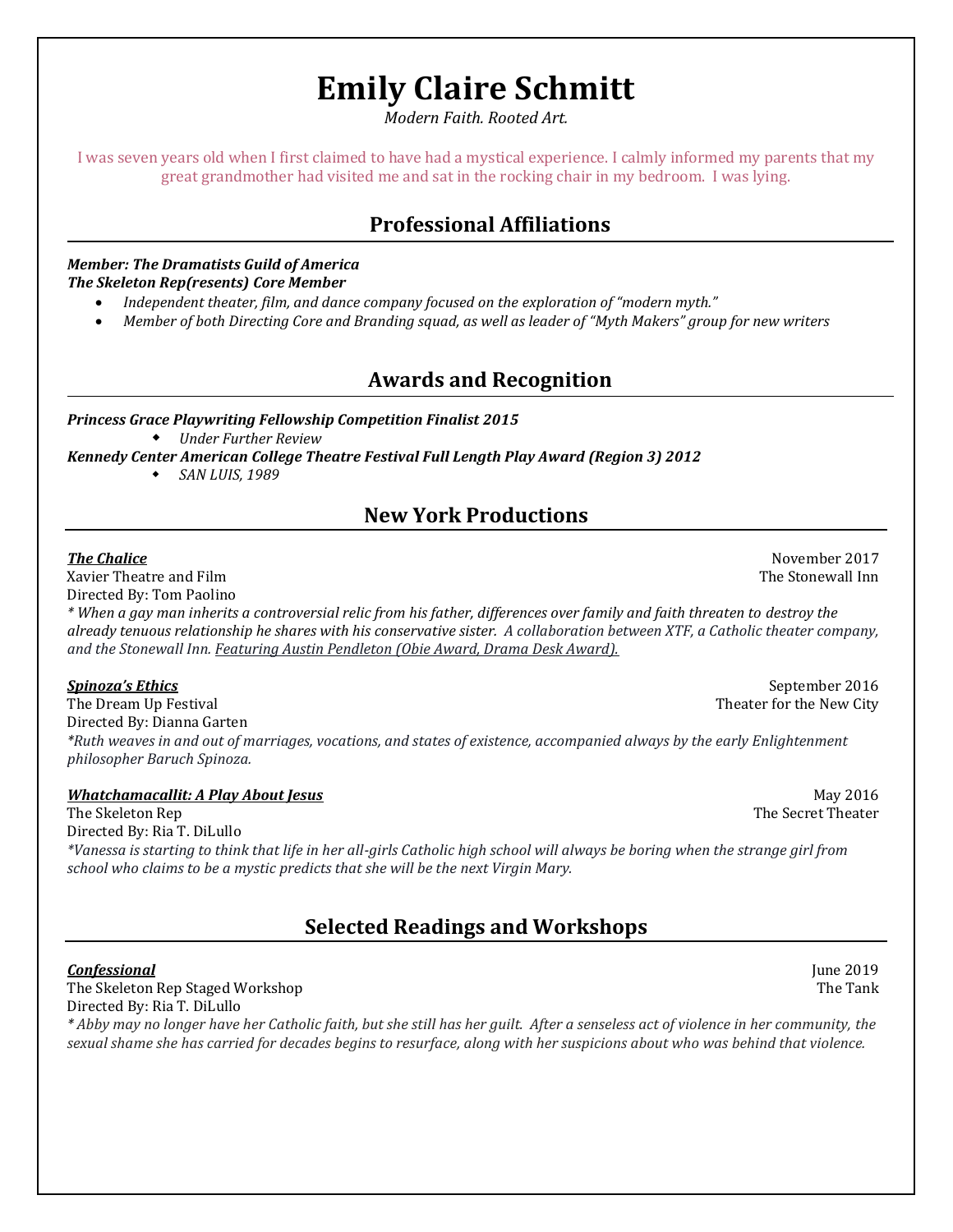# Emily Claire Schmitt

*Modern Faith. Rooted Art.*

I was seven years old when I first claimed to have had a mystical experience. I calmly informed my parents that my great grandmother had visited me and sat in the rocking chair in my bedroom. I was lying.

## Professional Affiliations

***Member: The Dramatists Guild of America***

***The Skeleton Rep(resents) Core Member***

- *Independent theater, film, and dance company focused on the exploration of "modern myth."*
- *Member of both Directing Core and Branding squad, as well as leader of "Myth Makers" group for new writers*

## Awards and Recognition

***Princess Grace Playwriting Fellowship Competition Finalist 2015***

- *Under Further Review*

***Kennedy Center American College Theatre Festival Full Length Play Award (Region 3) 2012***

- *SAN LUIS, 1989*

## New York Productions

***The Chalice*** — November 2017

Xavier Theatre and Film — The Stonewall Inn

Directed By: Tom Paolino

*\* When a gay man inherits a controversial relic from his father, differences over family and faith threaten to destroy the already tenuous relationship he shares with his conservative sister. A collaboration between XTF, a Catholic theater company, and the Stonewall Inn. Featuring Austin Pendleton (Obie Award, Drama Desk Award).*

***Spinoza's Ethics*** — September 2016

The Dream Up Festival — Theater for the New City

Directed By: Dianna Garten

*\*Ruth weaves in and out of marriages, vocations, and states of existence, accompanied always by the early Enlightenment philosopher Baruch Spinoza.*

***Whatchamacallit: A Play About Jesus*** — May 2016

The Skeleton Rep — The Secret Theater

Directed By: Ria T. DiLullo

*\*Vanessa is starting to think that life in her all-girls Catholic high school will always be boring when the strange girl from school who claims to be a mystic predicts that she will be the next Virgin Mary.*

## Selected Readings and Workshops

***Confessional*** — June 2019

The Skeleton Rep Staged Workshop — The Tank

Directed By: Ria T. DiLullo

*\* Abby may no longer have her Catholic faith, but she still has her guilt. After a senseless act of violence in her community, the sexual shame she has carried for decades begins to resurface, along with her suspicions about who was behind that violence.*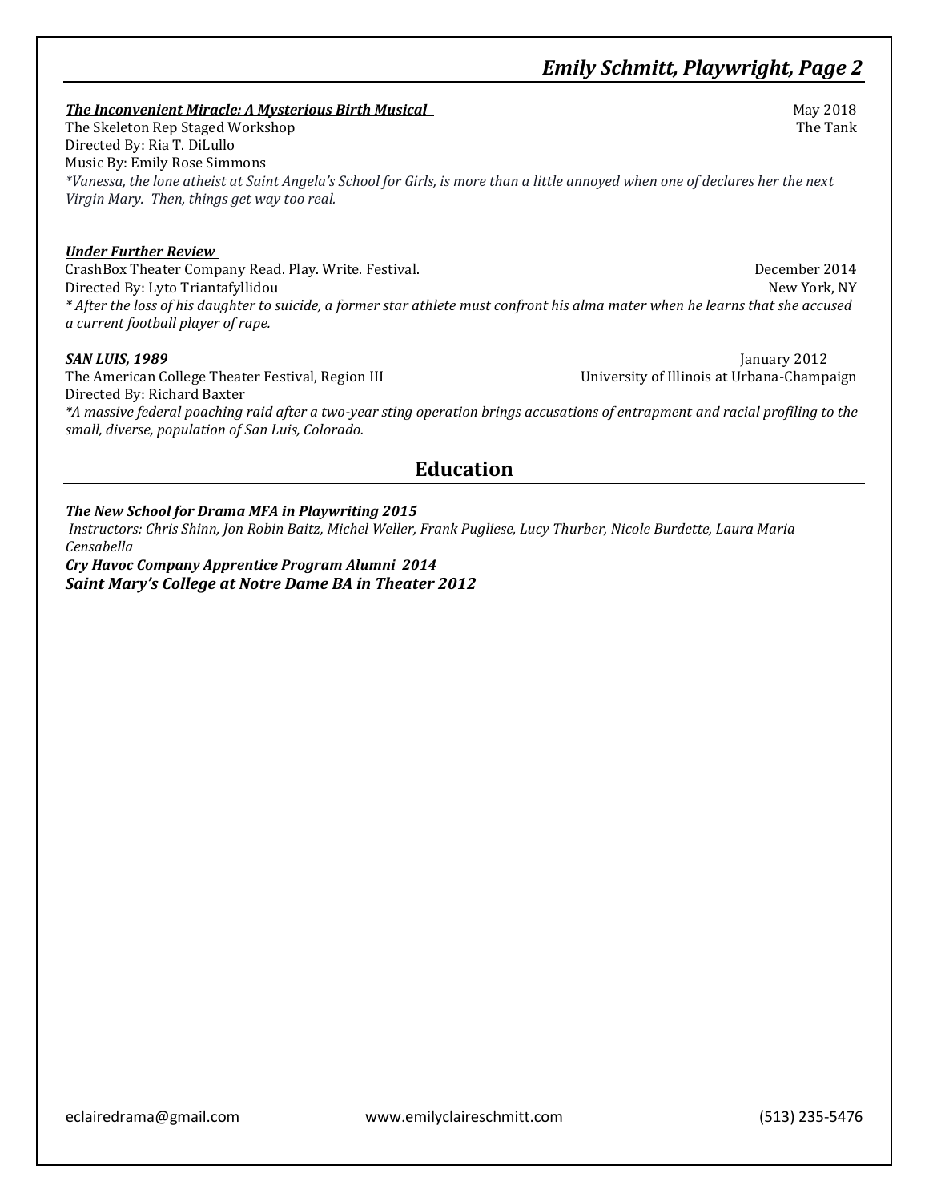***The Inconvenient Miracle: A Mysterious Birth Musical*** May 2018

The Skeleton Rep Staged Workshop The Tank

Directed By: Ria T. DiLullo

Music By: Emily Rose Simmons

*\*Vanessa, the lone atheist at Saint Angela's School for Girls, is more than a little annoyed when one of declares her the next Virgin Mary. Then, things get way too real.*

***Under Further Review***

CrashBox Theater Company Read. Play. Write. Festival. December 2014

Directed By: Lyto Triantafyllidou New York, NY

*\* After the loss of his daughter to suicide, a former star athlete must confront his alma mater when he learns that she accused a current football player of rape.*

***SAN LUIS, 1989*** January 2012

The American College Theater Festival, Region III University of Illinois at Urbana-Champaign

Directed By: Richard Baxter

*\*A massive federal poaching raid after a two-year sting operation brings accusations of entrapment and racial profiling to the small, diverse, population of San Luis, Colorado.*

## Education

***The New School for Drama MFA in Playwriting 2015***

*Instructors: Chris Shinn, Jon Robin Baitz, Michel Weller, Frank Pugliese, Lucy Thurber, Nicole Burdette, Laura Maria Censabella*

***Cry Havoc Company Apprentice Program Alumni 2014***

***Saint Mary's College at Notre Dame BA in Theater 2012***

eclairedrama@gmail.com www.emilyclaireschmitt.com (513) 235-5476